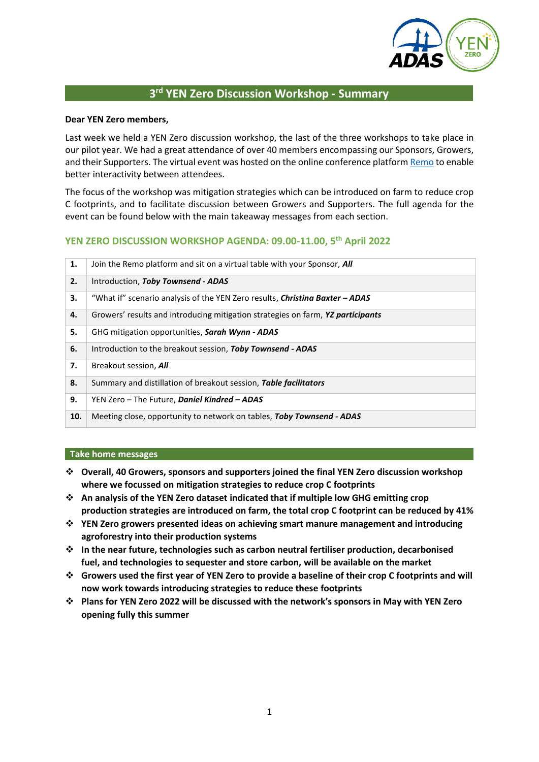# 3rd YEN Zero Discussion Workshop - Summary

**Dear YEN Zero members,**

Last week we held a YEN Zero discussion workshop, the last of the three workshops to take place in our pilot year. We had a great attendance of over 40 members encompassing our Sponsors, Growers, and their Supporters. The virtual event was hosted on the online conference platform [Remo](Remo) to enable better interactivity between attendees.

The focus of the workshop was mitigation strategies which can be introduced on farm to reduce crop C footprints, and to facilitate discussion between Growers and Supporters. The full agenda for the event can be found below with the main takeaway messages from each section.

## YEN ZERO DISCUSSION WORKSHOP AGENDA: 09.00-11.00, 5th April 2022

| | |
|---|---|
| **1.** | Join the Remo platform and sit on a virtual table with your Sponsor, ***All*** |
| **2.** | Introduction, ***Toby Townsend - ADAS*** |
| **3.** | "What if" scenario analysis of the YEN Zero results, ***Christina Baxter – ADAS*** |
| **4.** | Growers' results and introducing mitigation strategies on farm, ***YZ participants*** |
| **5.** | GHG mitigation opportunities, ***Sarah Wynn - ADAS*** |
| **6.** | Introduction to the breakout session, ***Toby Townsend - ADAS*** |
| **7.** | Breakout session, ***All*** |
| **8.** | Summary and distillation of breakout session, ***Table facilitators*** |
| **9.** | YEN Zero – The Future, ***Daniel Kindred – ADAS*** |
| **10.** | Meeting close, opportunity to network on tables, ***Toby Townsend - ADAS*** |

## Take home messages

- **Overall, 40 Growers, sponsors and supporters joined the final YEN Zero discussion workshop where we focussed on mitigation strategies to reduce crop C footprints**
- **An analysis of the YEN Zero dataset indicated that if multiple low GHG emitting crop production strategies are introduced on farm, the total crop C footprint can be reduced by 41%**
- **YEN Zero growers presented ideas on achieving smart manure management and introducing agroforestry into their production systems**
- **In the near future, technologies such as carbon neutral fertiliser production, decarbonised fuel, and technologies to sequester and store carbon, will be available on the market**
- **Growers used the first year of YEN Zero to provide a baseline of their crop C footprints and will now work towards introducing strategies to reduce these footprints**
- **Plans for YEN Zero 2022 will be discussed with the network's sponsors in May with YEN Zero opening fully this summer**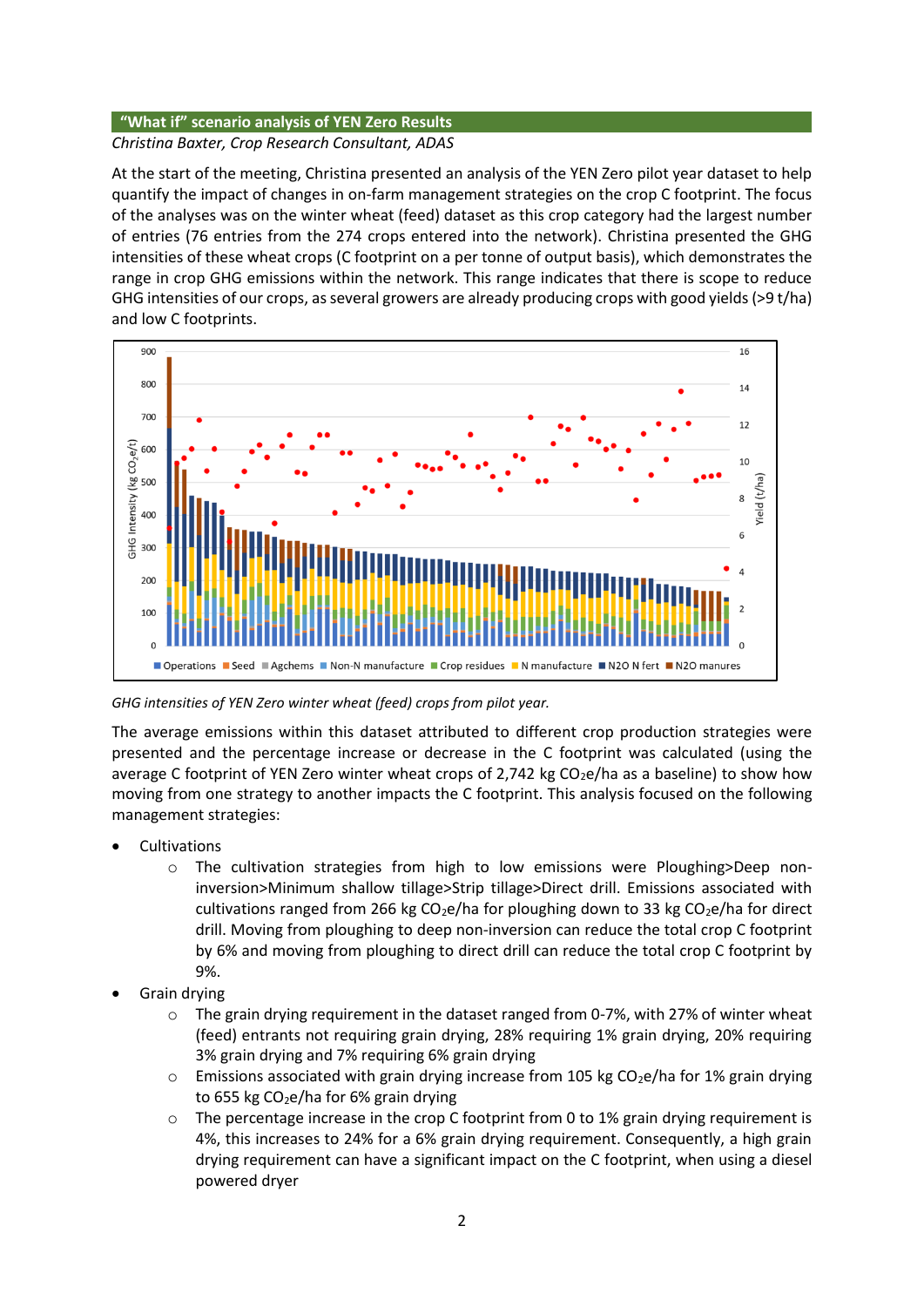## "What if" scenario analysis of YEN Zero Results

*Christina Baxter, Crop Research Consultant, ADAS*

At the start of the meeting, Christina presented an analysis of the YEN Zero pilot year dataset to help quantify the impact of changes in on-farm management strategies on the crop C footprint. The focus of the analyses was on the winter wheat (feed) dataset as this crop category had the largest number of entries (76 entries from the 274 crops entered into the network). Christina presented the GHG intensities of these wheat crops (C footprint on a per tonne of output basis), which demonstrates the range in crop GHG emissions within the network. This range indicates that there is scope to reduce GHG intensities of our crops, as several growers are already producing crops with good yields (>9 t/ha) and low C footprints.

*GHG intensities of YEN Zero winter wheat (feed) crops from pilot year.*

The average emissions within this dataset attributed to different crop production strategies were presented and the percentage increase or decrease in the C footprint was calculated (using the average C footprint of YEN Zero winter wheat crops of 2,742 kg $CO_2e$/ha as a baseline) to show how moving from one strategy to another impacts the C footprint. This analysis focused on the following management strategies:

- Cultivations
  - The cultivation strategies from high to low emissions were Ploughing>Deep non-inversion>Minimum shallow tillage>Strip tillage>Direct drill. Emissions associated with cultivations ranged from 266 kg $CO_2e$/ha for ploughing down to 33 kg $CO_2e$/ha for direct drill. Moving from ploughing to deep non-inversion can reduce the total crop C footprint by 6% and moving from ploughing to direct drill can reduce the total crop C footprint by 9%.
- Grain drying
  - The grain drying requirement in the dataset ranged from 0-7%, with 27% of winter wheat (feed) entrants not requiring grain drying, 28% requiring 1% grain drying, 20% requiring 3% grain drying and 7% requiring 6% grain drying
  - Emissions associated with grain drying increase from 105 kg $CO_2e$/ha for 1% grain drying to 655 kg $CO_2e$/ha for 6% grain drying
  - The percentage increase in the crop C footprint from 0 to 1% grain drying requirement is 4%, this increases to 24% for a 6% grain drying requirement. Consequently, a high grain drying requirement can have a significant impact on the C footprint, when using a diesel powered dryer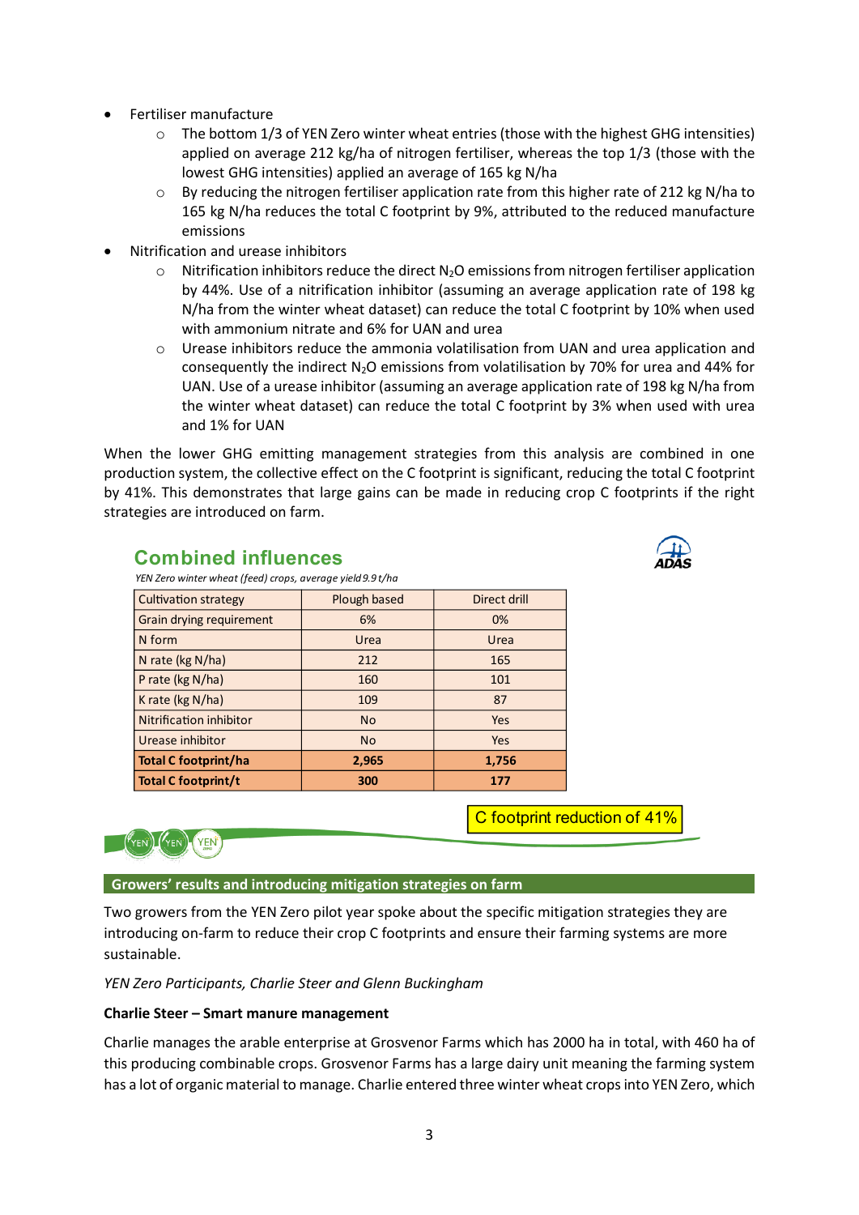- Fertiliser manufacture
    - The bottom 1/3 of YEN Zero winter wheat entries (those with the highest GHG intensities) applied on average 212 kg/ha of nitrogen fertiliser, whereas the top 1/3 (those with the lowest GHG intensities) applied an average of 165 kg N/ha
    - By reducing the nitrogen fertiliser application rate from this higher rate of 212 kg N/ha to 165 kg N/ha reduces the total C footprint by 9%, attributed to the reduced manufacture emissions
- Nitrification and urease inhibitors
    - Nitrification inhibitors reduce the direct $N_2O$ emissions from nitrogen fertiliser application by 44%. Use of a nitrification inhibitor (assuming an average application rate of 198 kg N/ha from the winter wheat dataset) can reduce the total C footprint by 10% when used with ammonium nitrate and 6% for UAN and urea
    - Urease inhibitors reduce the ammonia volatilisation from UAN and urea application and consequently the indirect $N_2O$ emissions from volatilisation by 70% for urea and 44% for UAN. Use of a urease inhibitor (assuming an average application rate of 198 kg N/ha from the winter wheat dataset) can reduce the total C footprint by 3% when used with urea and 1% for UAN

When the lower GHG emitting management strategies from this analysis are combined in one production system, the collective effect on the C footprint is significant, reducing the total C footprint by 41%. This demonstrates that large gains can be made in reducing crop C footprints if the right strategies are introduced on farm.

## Combined influences

*YEN Zero winter wheat (feed) crops, average yield 9.9 t/ha*

| Cultivation strategy | Plough based | Direct drill |
|---|---|---|
| Grain drying requirement | 6% | 0% |
| N form | Urea | Urea |
| N rate (kg N/ha) | 212 | 165 |
| P rate (kg N/ha) | 160 | 101 |
| K rate (kg N/ha) | 109 | 87 |
| Nitrification inhibitor | No | Yes |
| Urease inhibitor | No | Yes |
| **Total C footprint/ha** | **2,965** | **1,756** |
| **Total C footprint/t** | **300** | **177** |

C footprint reduction of 41%

## Growers' results and introducing mitigation strategies on farm

Two growers from the YEN Zero pilot year spoke about the specific mitigation strategies they are introducing on-farm to reduce their crop C footprints and ensure their farming systems are more sustainable.

*YEN Zero Participants, Charlie Steer and Glenn Buckingham*

**Charlie Steer – Smart manure management**

Charlie manages the arable enterprise at Grosvenor Farms which has 2000 ha in total, with 460 ha of this producing combinable crops. Grosvenor Farms has a large dairy unit meaning the farming system has a lot of organic material to manage. Charlie entered three winter wheat crops into YEN Zero, which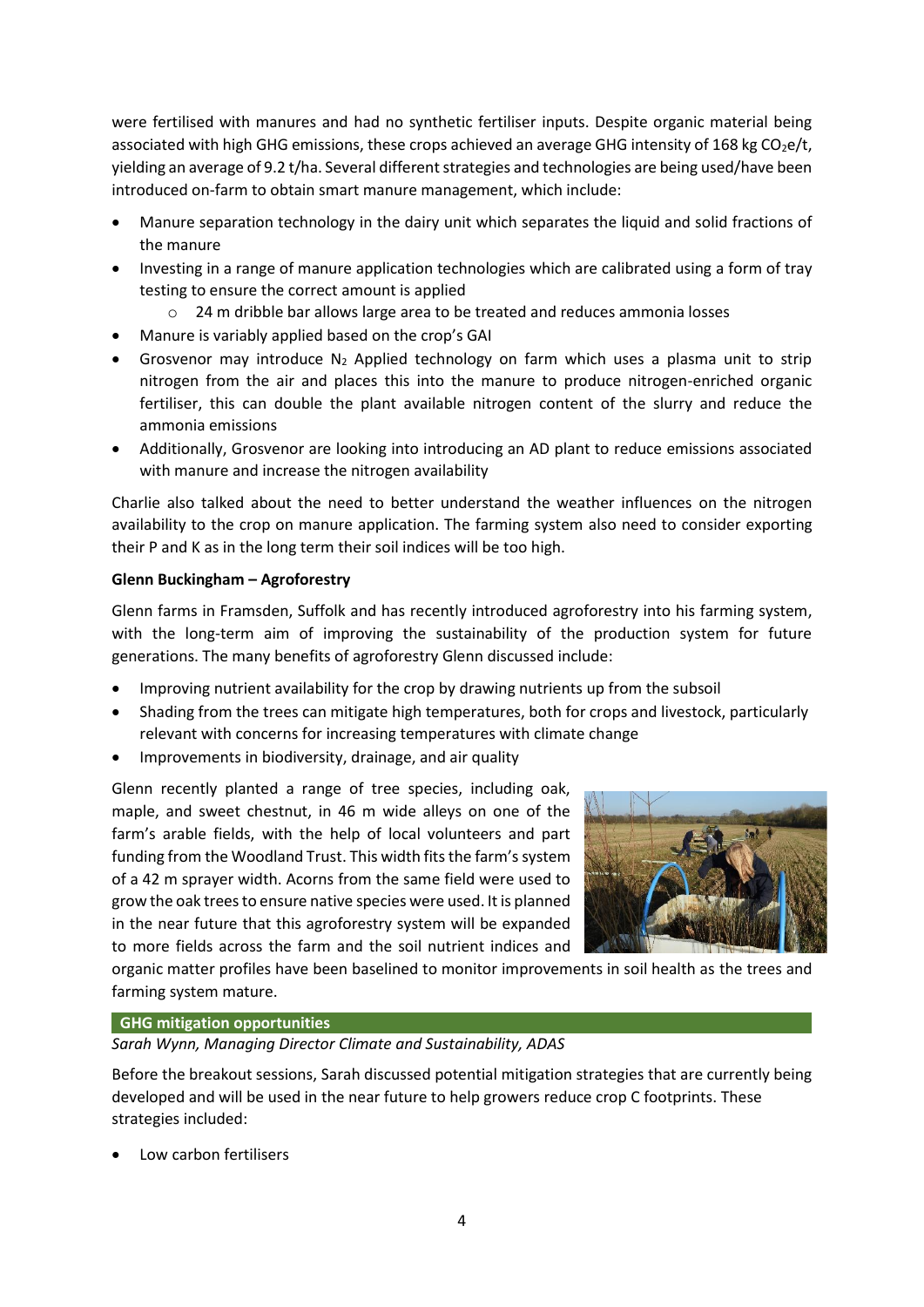were fertilised with manures and had no synthetic fertiliser inputs. Despite organic material being associated with high GHG emissions, these crops achieved an average GHG intensity of 168 kg $CO_2e$/t, yielding an average of 9.2 t/ha. Several different strategies and technologies are being used/have been introduced on-farm to obtain smart manure management, which include:

- Manure separation technology in the dairy unit which separates the liquid and solid fractions of the manure
- Investing in a range of manure application technologies which are calibrated using a form of tray testing to ensure the correct amount is applied
    - 24 m dribble bar allows large area to be treated and reduces ammonia losses
- Manure is variably applied based on the crop's GAI
- Grosvenor may introduce $N_2$ Applied technology on farm which uses a plasma unit to strip nitrogen from the air and places this into the manure to produce nitrogen-enriched organic fertiliser, this can double the plant available nitrogen content of the slurry and reduce the ammonia emissions
- Additionally, Grosvenor are looking into introducing an AD plant to reduce emissions associated with manure and increase the nitrogen availability

Charlie also talked about the need to better understand the weather influences on the nitrogen availability to the crop on manure application. The farming system also need to consider exporting their P and K as in the long term their soil indices will be too high.

**Glenn Buckingham – Agroforestry**

Glenn farms in Framsden, Suffolk and has recently introduced agroforestry into his farming system, with the long-term aim of improving the sustainability of the production system for future generations. The many benefits of agroforestry Glenn discussed include:

- Improving nutrient availability for the crop by drawing nutrients up from the subsoil
- Shading from the trees can mitigate high temperatures, both for crops and livestock, particularly relevant with concerns for increasing temperatures with climate change
- Improvements in biodiversity, drainage, and air quality

Glenn recently planted a range of tree species, including oak, maple, and sweet chestnut, in 46 m wide alleys on one of the farm's arable fields, with the help of local volunteers and part funding from the Woodland Trust. This width fits the farm's system of a 42 m sprayer width. Acorns from the same field were used to grow the oak trees to ensure native species were used. It is planned in the near future that this agroforestry system will be expanded to more fields across the farm and the soil nutrient indices and organic matter profiles have been baselined to monitor improvements in soil health as the trees and farming system mature.

## GHG mitigation opportunities

*Sarah Wynn, Managing Director Climate and Sustainability, ADAS*

Before the breakout sessions, Sarah discussed potential mitigation strategies that are currently being developed and will be used in the near future to help growers reduce crop C footprints. These strategies included:

- Low carbon fertilisers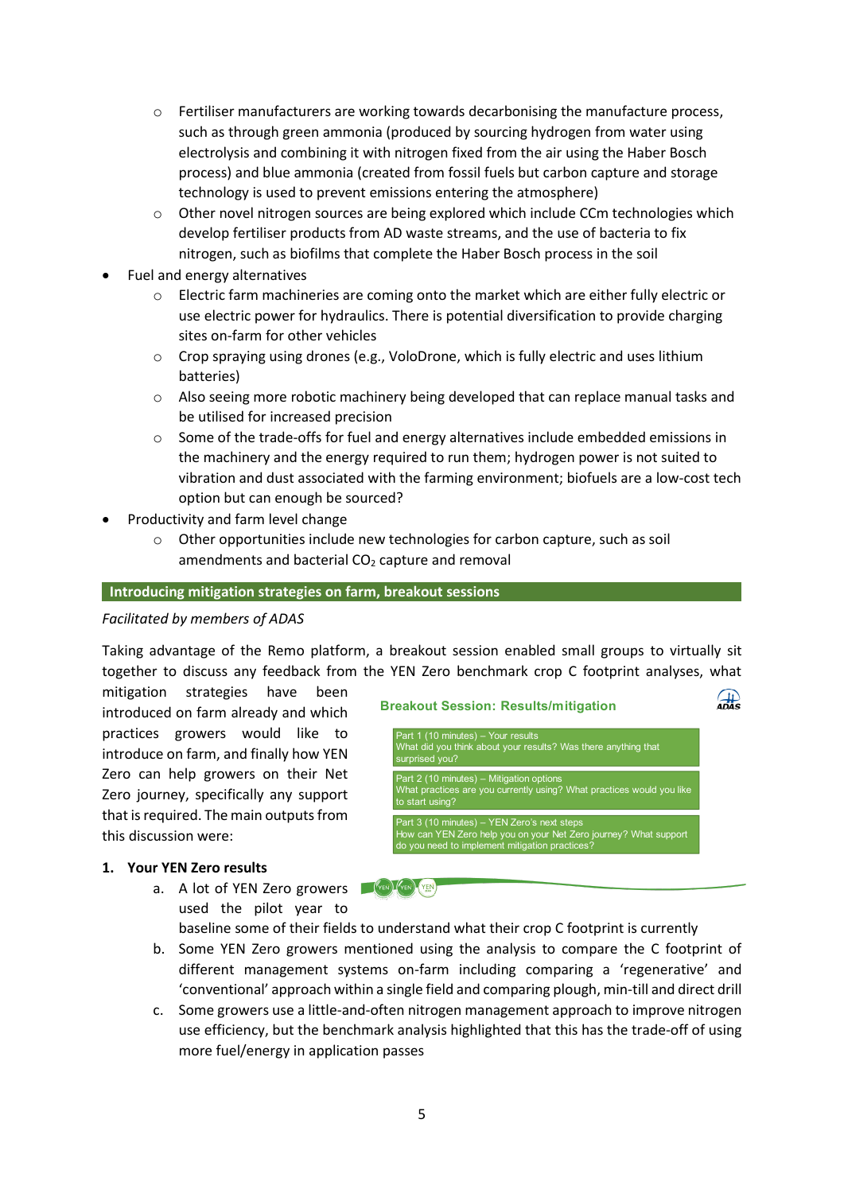- Fertiliser manufacturers are working towards decarbonising the manufacture process, such as through green ammonia (produced by sourcing hydrogen from water using electrolysis and combining it with nitrogen fixed from the air using the Haber Bosch process) and blue ammonia (created from fossil fuels but carbon capture and storage technology is used to prevent emissions entering the atmosphere)
  - Other novel nitrogen sources are being explored which include CCm technologies which develop fertiliser products from AD waste streams, and the use of bacteria to fix nitrogen, such as biofilms that complete the Haber Bosch process in the soil
- Fuel and energy alternatives
  - Electric farm machineries are coming onto the market which are either fully electric or use electric power for hydraulics. There is potential diversification to provide charging sites on-farm for other vehicles
  - Crop spraying using drones (e.g., VoloDrone, which is fully electric and uses lithium batteries)
  - Also seeing more robotic machinery being developed that can replace manual tasks and be utilised for increased precision
  - Some of the trade-offs for fuel and energy alternatives include embedded emissions in the machinery and the energy required to run them; hydrogen power is not suited to vibration and dust associated with the farming environment; biofuels are a low-cost tech option but can enough be sourced?
- Productivity and farm level change
  - Other opportunities include new technologies for carbon capture, such as soil amendments and bacterial $CO_2$ capture and removal

## Introducing mitigation strategies on farm, breakout sessions

*Facilitated by members of ADAS*

Taking advantage of the Remo platform, a breakout session enabled small groups to virtually sit together to discuss any feedback from the YEN Zero benchmark crop C footprint analyses, what mitigation strategies have been introduced on farm already and which practices growers would like to introduce on farm, and finally how YEN Zero can help growers on their Net Zero journey, specifically any support that is required. The main outputs from this discussion were:

**Breakout Session: Results/mitigation**

Part 1 (10 minutes) – Your results
What did you think about your results? Was there anything that surprised you?

Part 2 (10 minutes) – Mitigation options
What practices are you currently using? What practices would you like to start using?

Part 3 (10 minutes) – YEN Zero's next steps
How can YEN Zero help you on your Net Zero journey? What support do you need to implement mitigation practices?

1. **Your YEN Zero results**
   a. A lot of YEN Zero growers used the pilot year to baseline some of their fields to understand what their crop C footprint is currently
   b. Some YEN Zero growers mentioned using the analysis to compare the C footprint of different management systems on-farm including comparing a 'regenerative' and 'conventional' approach within a single field and comparing plough, min-till and direct drill
   c. Some growers use a little-and-often nitrogen management approach to improve nitrogen use efficiency, but the benchmark analysis highlighted that this has the trade-off of using more fuel/energy in application passes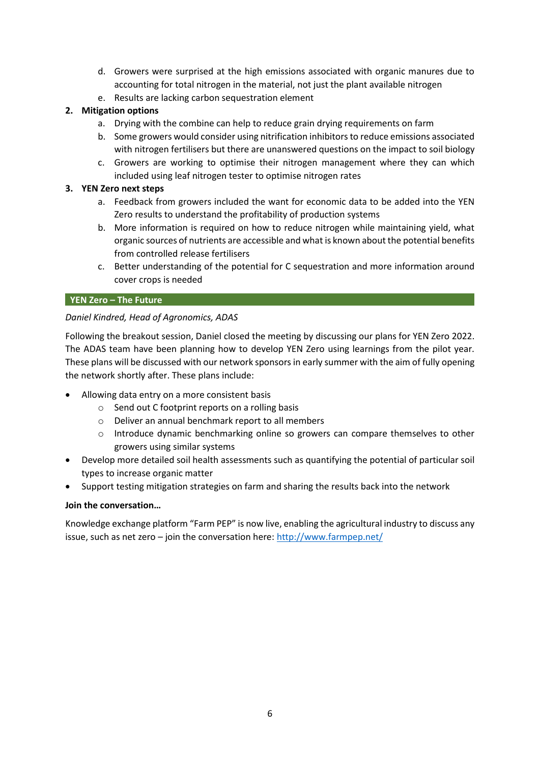d. Growers were surprised at the high emissions associated with organic manures due to accounting for total nitrogen in the material, not just the plant available nitrogen
   e. Results are lacking carbon sequestration element

2. **Mitigation options**
   a. Drying with the combine can help to reduce grain drying requirements on farm
   b. Some growers would consider using nitrification inhibitors to reduce emissions associated with nitrogen fertilisers but there are unanswered questions on the impact to soil biology
   c. Growers are working to optimise their nitrogen management where they can which included using leaf nitrogen tester to optimise nitrogen rates

3. **YEN Zero next steps**
   a. Feedback from growers included the want for economic data to be added into the YEN Zero results to understand the profitability of production systems
   b. More information is required on how to reduce nitrogen while maintaining yield, what organic sources of nutrients are accessible and what is known about the potential benefits from controlled release fertilisers
   c. Better understanding of the potential for C sequestration and more information around cover crops is needed

## YEN Zero – The Future

*Daniel Kindred, Head of Agronomics, ADAS*

Following the breakout session, Daniel closed the meeting by discussing our plans for YEN Zero 2022. The ADAS team have been planning how to develop YEN Zero using learnings from the pilot year. These plans will be discussed with our network sponsors in early summer with the aim of fully opening the network shortly after. These plans include:

- Allowing data entry on a more consistent basis
  - Send out C footprint reports on a rolling basis
  - Deliver an annual benchmark report to all members
  - Introduce dynamic benchmarking online so growers can compare themselves to other growers using similar systems
- Develop more detailed soil health assessments such as quantifying the potential of particular soil types to increase organic matter
- Support testing mitigation strategies on farm and sharing the results back into the network

**Join the conversation…**

Knowledge exchange platform “Farm PEP” is now live, enabling the agricultural industry to discuss any issue, such as net zero – join the conversation here: http://www.farmpep.net/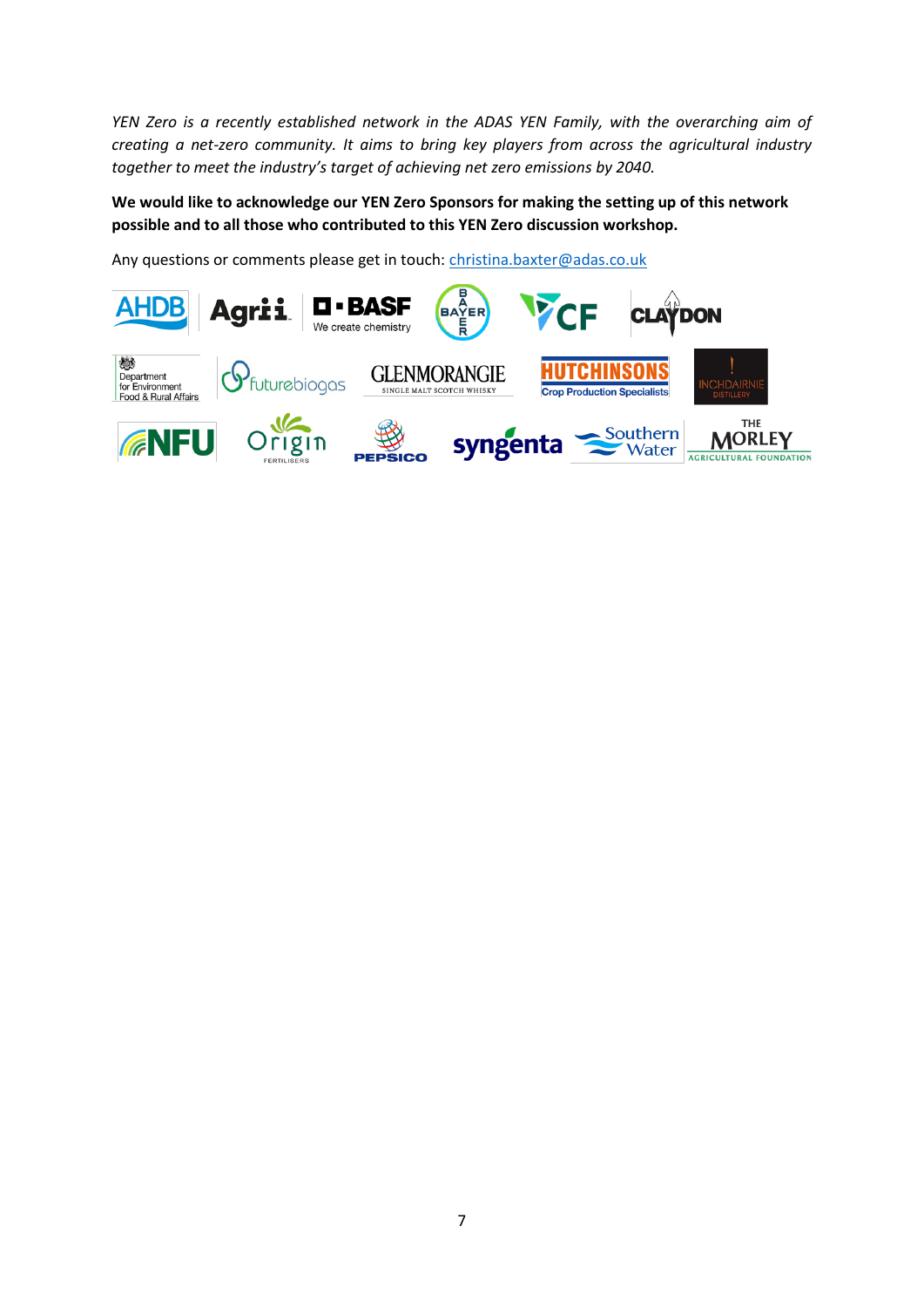*YEN Zero is a recently established network in the ADAS YEN Family, with the overarching aim of creating a net-zero community. It aims to bring key players from across the agricultural industry together to meet the industry's target of achieving net zero emissions by 2040.*

**We would like to acknowledge our YEN Zero Sponsors for making the setting up of this network possible and to all those who contributed to this YEN Zero discussion workshop.**

Any questions or comments please get in touch: christina.baxter@adas.co.uk